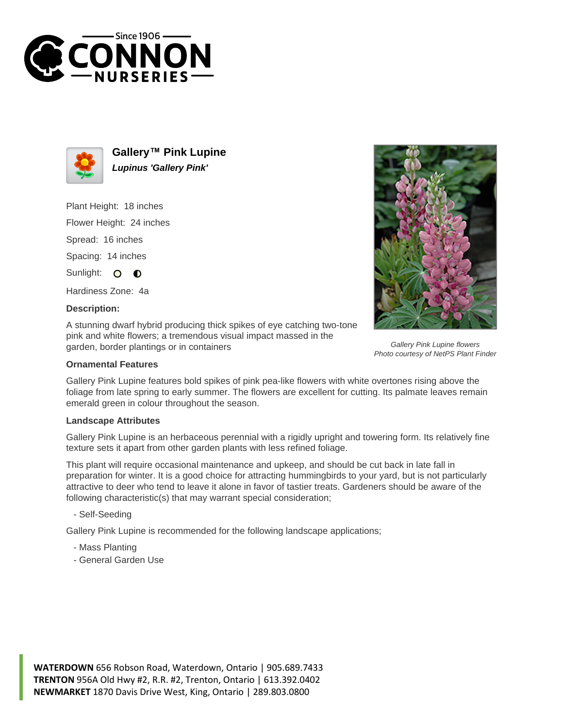# Gallery™ Pink Lupine

***Lupinus 'Gallery Pink'***

Plant Height: 18 inches

Flower Height: 24 inches

Spread: 16 inches

Spacing: 14 inches

Sunlight:

Hardiness Zone: 4a

**Description:**

A stunning dwarf hybrid producing thick spikes of eye catching two-tone pink and white flowers; a tremendous visual impact massed in the garden, border plantings or in containers

*Gallery Pink Lupine flowers*
*Photo courtesy of NetPS Plant Finder*

### Ornamental Features

Gallery Pink Lupine features bold spikes of pink pea-like flowers with white overtones rising above the foliage from late spring to early summer. The flowers are excellent for cutting. Its palmate leaves remain emerald green in colour throughout the season.

### Landscape Attributes

Gallery Pink Lupine is an herbaceous perennial with a rigidly upright and towering form. Its relatively fine texture sets it apart from other garden plants with less refined foliage.

This plant will require occasional maintenance and upkeep, and should be cut back in late fall in preparation for winter. It is a good choice for attracting hummingbirds to your yard, but is not particularly attractive to deer who tend to leave it alone in favor of tastier treats. Gardeners should be aware of the following characteristic(s) that may warrant special consideration;

- Self-Seeding

Gallery Pink Lupine is recommended for the following landscape applications;

- Mass Planting
- General Garden Use

**WATERDOWN** 656 Robson Road, Waterdown, Ontario | 905.689.7433
**TRENTON** 956A Old Hwy #2, R.R. #2, Trenton, Ontario | 613.392.0402
**NEWMARKET** 1870 Davis Drive West, King, Ontario | 289.803.0800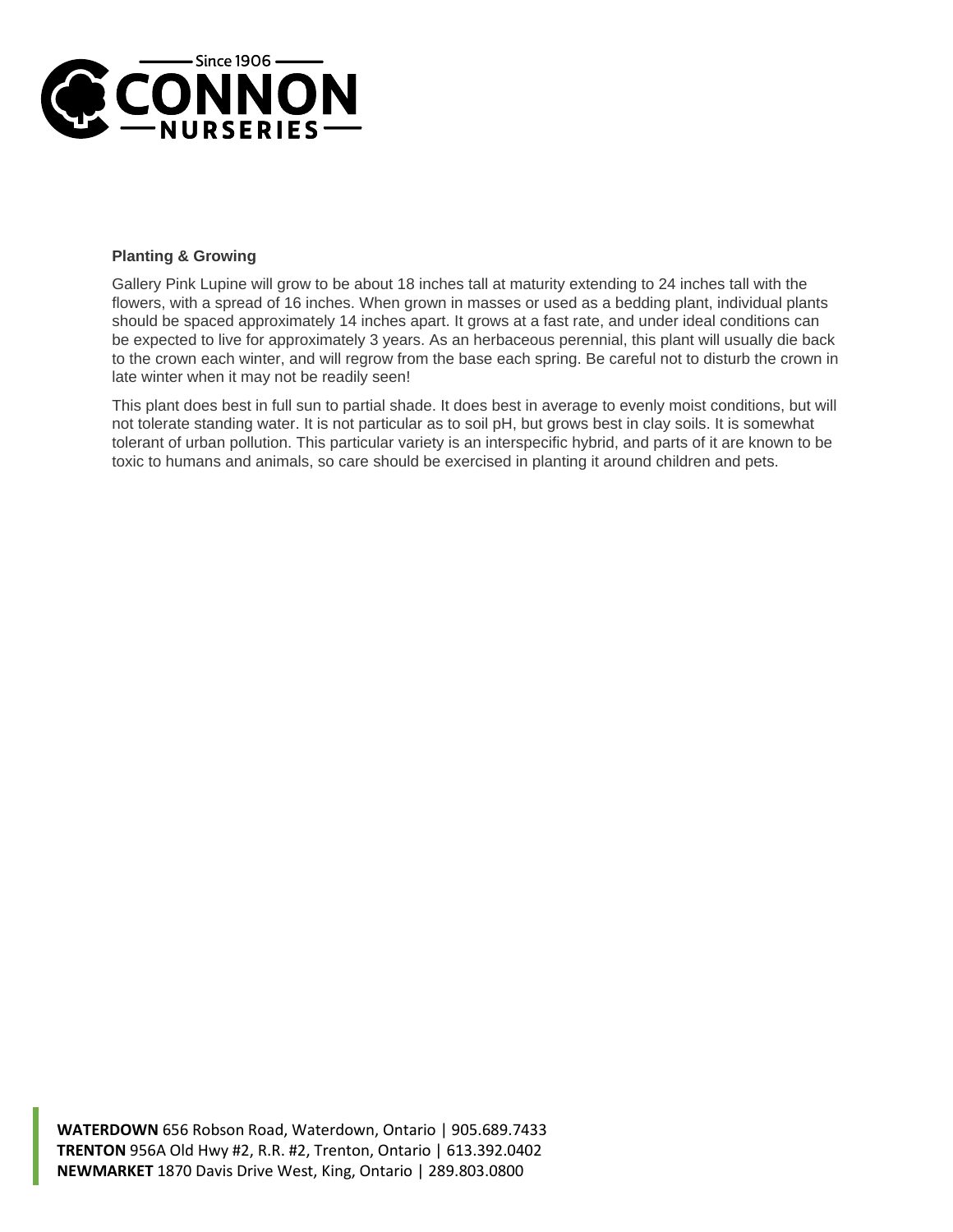### Planting & Growing

Gallery Pink Lupine will grow to be about 18 inches tall at maturity extending to 24 inches tall with the flowers, with a spread of 16 inches. When grown in masses or used as a bedding plant, individual plants should be spaced approximately 14 inches apart. It grows at a fast rate, and under ideal conditions can be expected to live for approximately 3 years. As an herbaceous perennial, this plant will usually die back to the crown each winter, and will regrow from the base each spring. Be careful not to disturb the crown in late winter when it may not be readily seen!

This plant does best in full sun to partial shade. It does best in average to evenly moist conditions, but will not tolerate standing water. It is not particular as to soil pH, but grows best in clay soils. It is somewhat tolerant of urban pollution. This particular variety is an interspecific hybrid, and parts of it are known to be toxic to humans and animals, so care should be exercised in planting it around children and pets.